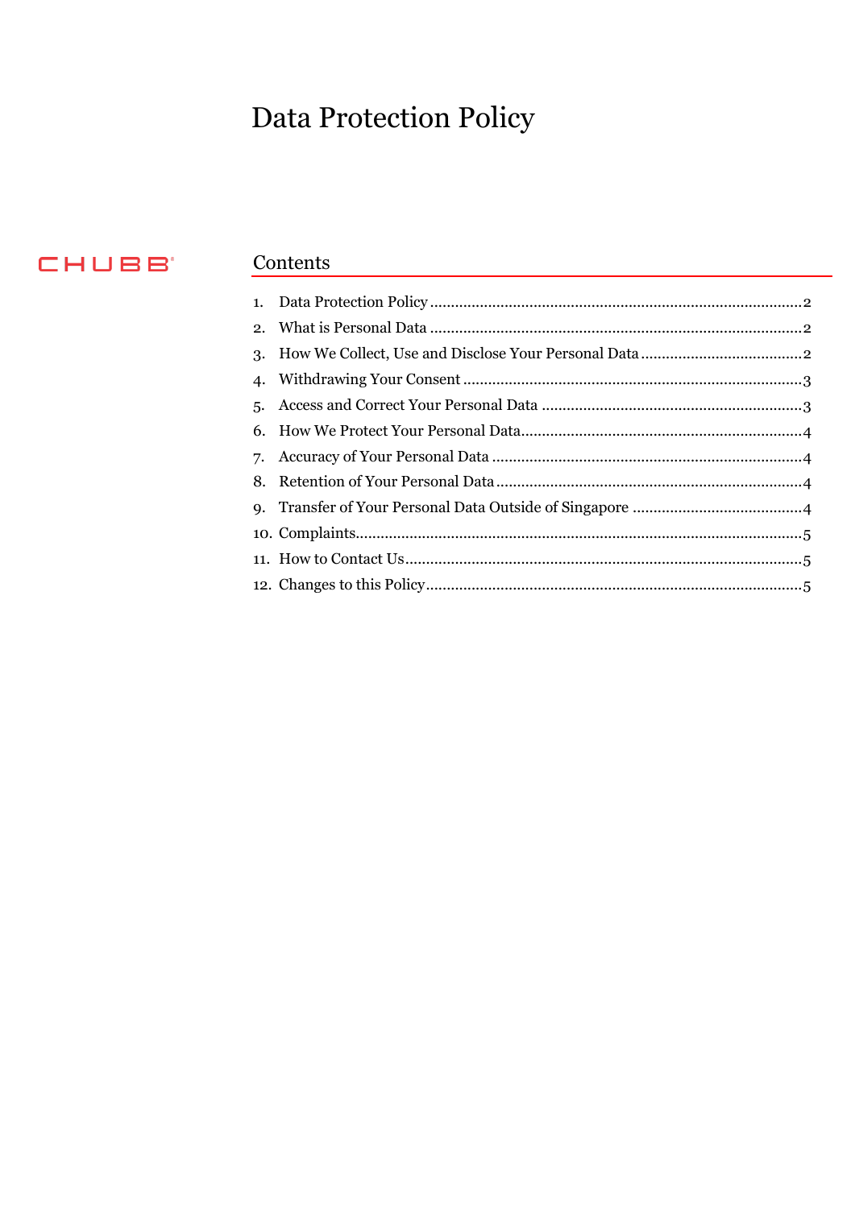# Data Protection Policy

CHUBB®

## Contents

1. Data Protection Policy ........................................................................................2
2. What is Personal Data ........................................................................................2
3. How We Collect, Use and Disclose Your Personal Data .......................................2
4. Withdrawing Your Consent .................................................................................3
5. Access and Correct Your Personal Data ..............................................................3
6. How We Protect Your Personal Data...................................................................4
7. Accuracy of Your Personal Data ..........................................................................4
8. Retention of Your Personal Data .........................................................................4
9. Transfer of Your Personal Data Outside of Singapore .........................................4
10. Complaints..........................................................................................................5
11. How to Contact Us...............................................................................................5
12. Changes to this Policy..........................................................................................5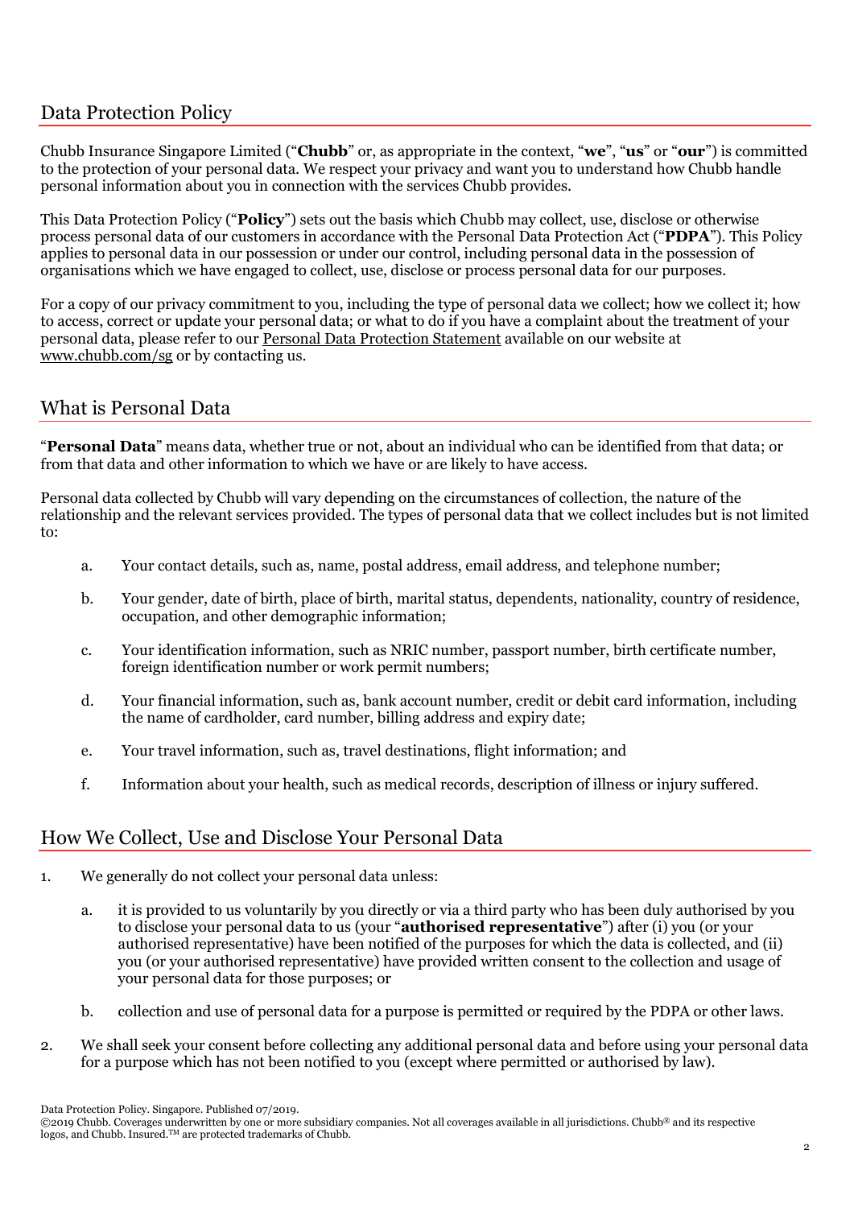## Data Protection Policy

Chubb Insurance Singapore Limited ("**Chubb**" or, as appropriate in the context, "**we**", "**us**" or "**our**") is committed to the protection of your personal data. We respect your privacy and want you to understand how Chubb handle personal information about you in connection with the services Chubb provides.

This Data Protection Policy ("**Policy**") sets out the basis which Chubb may collect, use, disclose or otherwise process personal data of our customers in accordance with the Personal Data Protection Act ("**PDPA**"). This Policy applies to personal data in our possession or under our control, including personal data in the possession of organisations which we have engaged to collect, use, disclose or process personal data for our purposes.

For a copy of our privacy commitment to you, including the type of personal data we collect; how we collect it; how to access, correct or update your personal data; or what to do if you have a complaint about the treatment of your personal data, please refer to our Personal Data Protection Statement available on our website at www.chubb.com/sg or by contacting us.

## What is Personal Data

"**Personal Data**" means data, whether true or not, about an individual who can be identified from that data; or from that data and other information to which we have or are likely to have access.

Personal data collected by Chubb will vary depending on the circumstances of collection, the nature of the relationship and the relevant services provided. The types of personal data that we collect includes but is not limited to:

a. Your contact details, such as, name, postal address, email address, and telephone number;

b. Your gender, date of birth, place of birth, marital status, dependents, nationality, country of residence, occupation, and other demographic information;

c. Your identification information, such as NRIC number, passport number, birth certificate number, foreign identification number or work permit numbers;

d. Your financial information, such as, bank account number, credit or debit card information, including the name of cardholder, card number, billing address and expiry date;

e. Your travel information, such as, travel destinations, flight information; and

f. Information about your health, such as medical records, description of illness or injury suffered.

## How We Collect, Use and Disclose Your Personal Data

1. We generally do not collect your personal data unless:

   a. it is provided to us voluntarily by you directly or via a third party who has been duly authorised by you to disclose your personal data to us (your "**authorised representative**") after (i) you (or your authorised representative) have been notified of the purposes for which the data is collected, and (ii) you (or your authorised representative) have provided written consent to the collection and usage of your personal data for those purposes; or

   b. collection and use of personal data for a purpose is permitted or required by the PDPA or other laws.

2. We shall seek your consent before collecting any additional personal data and before using your personal data for a purpose which has not been notified to you (except where permitted or authorised by law).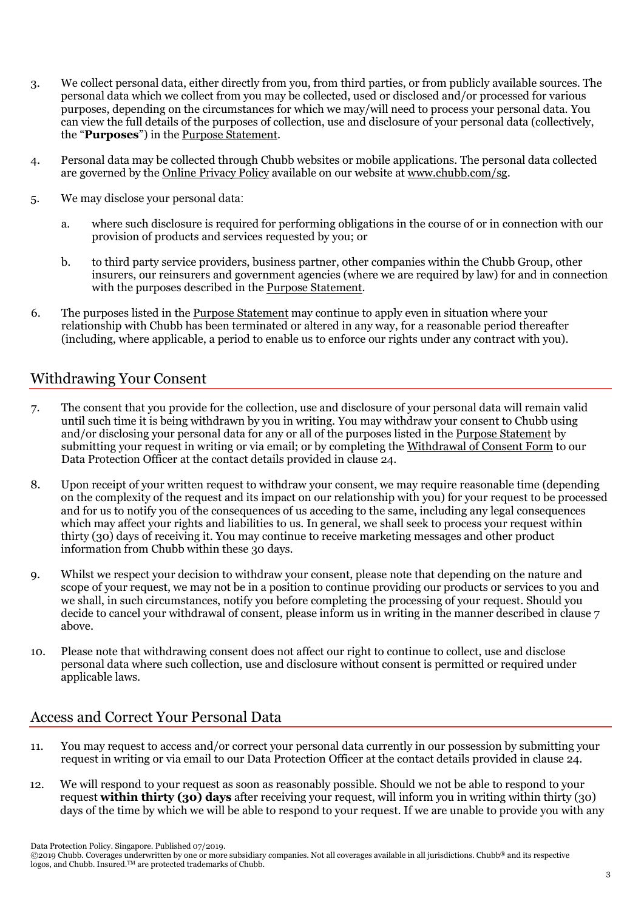3. We collect personal data, either directly from you, from third parties, or from publicly available sources. The personal data which we collect from you may be collected, used or disclosed and/or processed for various purposes, depending on the circumstances for which we may/will need to process your personal data. You can view the full details of the purposes of collection, use and disclosure of your personal data (collectively, the "**Purposes**") in the Purpose Statement.

4. Personal data may be collected through Chubb websites or mobile applications. The personal data collected are governed by the Online Privacy Policy available on our website at www.chubb.com/sg.

5. We may disclose your personal data:

   a. where such disclosure is required for performing obligations in the course of or in connection with our provision of products and services requested by you; or

   b. to third party service providers, business partner, other companies within the Chubb Group, other insurers, our reinsurers and government agencies (where we are required by law) for and in connection with the purposes described in the Purpose Statement.

6. The purposes listed in the Purpose Statement may continue to apply even in situation where your relationship with Chubb has been terminated or altered in any way, for a reasonable period thereafter (including, where applicable, a period to enable us to enforce our rights under any contract with you).

## Withdrawing Your Consent

7. The consent that you provide for the collection, use and disclosure of your personal data will remain valid until such time it is being withdrawn by you in writing. You may withdraw your consent to Chubb using and/or disclosing your personal data for any or all of the purposes listed in the Purpose Statement by submitting your request in writing or via email; or by completing the Withdrawal of Consent Form to our Data Protection Officer at the contact details provided in clause 24.

8. Upon receipt of your written request to withdraw your consent, we may require reasonable time (depending on the complexity of the request and its impact on our relationship with you) for your request to be processed and for us to notify you of the consequences of us acceding to the same, including any legal consequences which may affect your rights and liabilities to us. In general, we shall seek to process your request within thirty (30) days of receiving it. You may continue to receive marketing messages and other product information from Chubb within these 30 days.

9. Whilst we respect your decision to withdraw your consent, please note that depending on the nature and scope of your request, we may not be in a position to continue providing our products or services to you and we shall, in such circumstances, notify you before completing the processing of your request. Should you decide to cancel your withdrawal of consent, please inform us in writing in the manner described in clause 7 above.

10. Please note that withdrawing consent does not affect our right to continue to collect, use and disclose personal data where such collection, use and disclosure without consent is permitted or required under applicable laws.

## Access and Correct Your Personal Data

11. You may request to access and/or correct your personal data currently in our possession by submitting your request in writing or via email to our Data Protection Officer at the contact details provided in clause 24.

12. We will respond to your request as soon as reasonably possible. Should we not be able to respond to your request **within thirty (30) days** after receiving your request, will inform you in writing within thirty (30) days of the time by which we will be able to respond to your request. If we are unable to provide you with any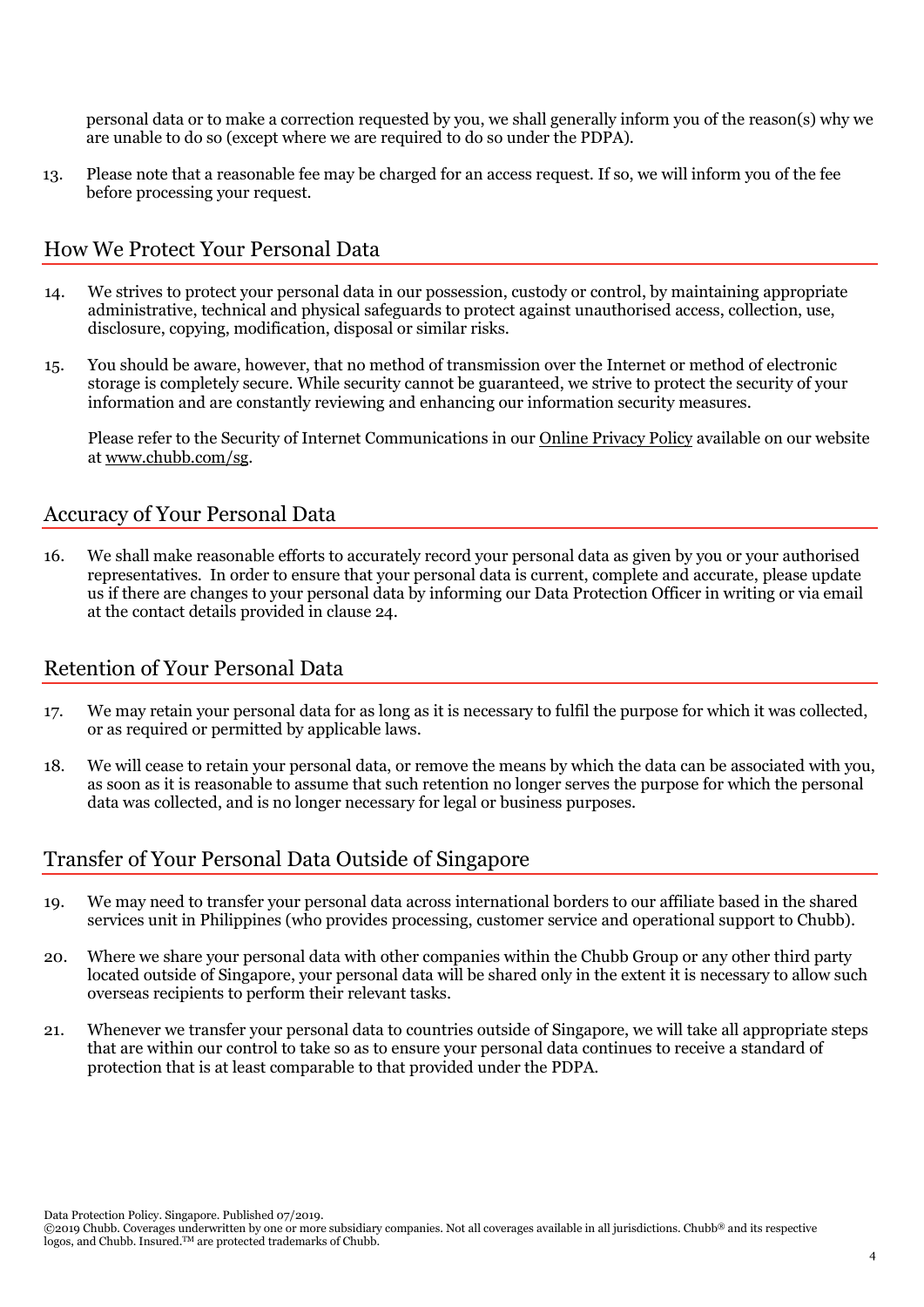personal data or to make a correction requested by you, we shall generally inform you of the reason(s) why we are unable to do so (except where we are required to do so under the PDPA).

13. Please note that a reasonable fee may be charged for an access request. If so, we will inform you of the fee before processing your request.

## How We Protect Your Personal Data

14. We strives to protect your personal data in our possession, custody or control, by maintaining appropriate administrative, technical and physical safeguards to protect against unauthorised access, collection, use, disclosure, copying, modification, disposal or similar risks.

15. You should be aware, however, that no method of transmission over the Internet or method of electronic storage is completely secure. While security cannot be guaranteed, we strive to protect the security of your information and are constantly reviewing and enhancing our information security measures.

    Please refer to the Security of Internet Communications in our Online Privacy Policy available on our website at www.chubb.com/sg.

## Accuracy of Your Personal Data

16. We shall make reasonable efforts to accurately record your personal data as given by you or your authorised representatives. In order to ensure that your personal data is current, complete and accurate, please update us if there are changes to your personal data by informing our Data Protection Officer in writing or via email at the contact details provided in clause 24.

## Retention of Your Personal Data

17. We may retain your personal data for as long as it is necessary to fulfil the purpose for which it was collected, or as required or permitted by applicable laws.

18. We will cease to retain your personal data, or remove the means by which the data can be associated with you, as soon as it is reasonable to assume that such retention no longer serves the purpose for which the personal data was collected, and is no longer necessary for legal or business purposes.

## Transfer of Your Personal Data Outside of Singapore

19. We may need to transfer your personal data across international borders to our affiliate based in the shared services unit in Philippines (who provides processing, customer service and operational support to Chubb).

20. Where we share your personal data with other companies within the Chubb Group or any other third party located outside of Singapore, your personal data will be shared only in the extent it is necessary to allow such overseas recipients to perform their relevant tasks.

21. Whenever we transfer your personal data to countries outside of Singapore, we will take all appropriate steps that are within our control to take so as to ensure your personal data continues to receive a standard of protection that is at least comparable to that provided under the PDPA.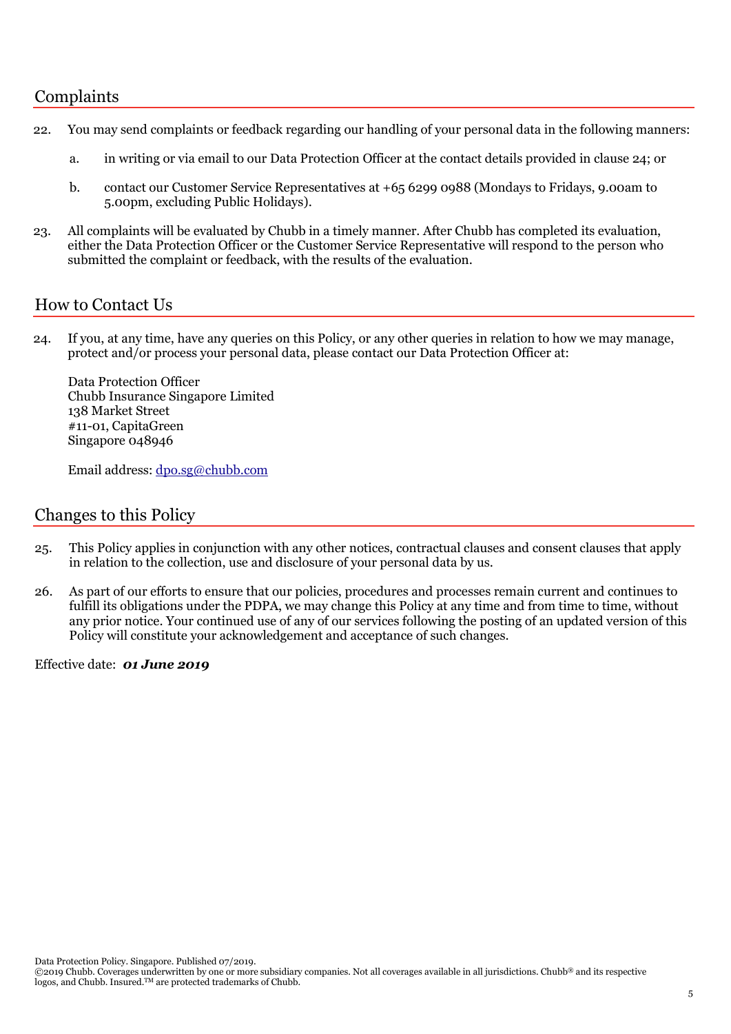## Complaints

22. You may send complaints or feedback regarding our handling of your personal data in the following manners:

    a. in writing or via email to our Data Protection Officer at the contact details provided in clause 24; or

    b. contact our Customer Service Representatives at +65 6299 0988 (Mondays to Fridays, 9.00am to 5.00pm, excluding Public Holidays).

23. All complaints will be evaluated by Chubb in a timely manner. After Chubb has completed its evaluation, either the Data Protection Officer or the Customer Service Representative will respond to the person who submitted the complaint or feedback, with the results of the evaluation.

## How to Contact Us

24. If you, at any time, have any queries on this Policy, or any other queries in relation to how we may manage, protect and/or process your personal data, please contact our Data Protection Officer at:

    Data Protection Officer
    Chubb Insurance Singapore Limited
    138 Market Street
    #11-01, CapitaGreen
    Singapore 048946

    Email address: dpo.sg@chubb.com

## Changes to this Policy

25. This Policy applies in conjunction with any other notices, contractual clauses and consent clauses that apply in relation to the collection, use and disclosure of your personal data by us.

26. As part of our efforts to ensure that our policies, procedures and processes remain current and continues to fulfill its obligations under the PDPA, we may change this Policy at any time and from time to time, without any prior notice. Your continued use of any of our services following the posting of an updated version of this Policy will constitute your acknowledgement and acceptance of such changes.

Effective date: ***01 June 2019***

Data Protection Policy. Singapore. Published 07/2019.
©2019 Chubb. Coverages underwritten by one or more subsidiary companies. Not all coverages available in all jurisdictions. Chubb® and its respective logos, and Chubb. Insured.™ are protected trademarks of Chubb.